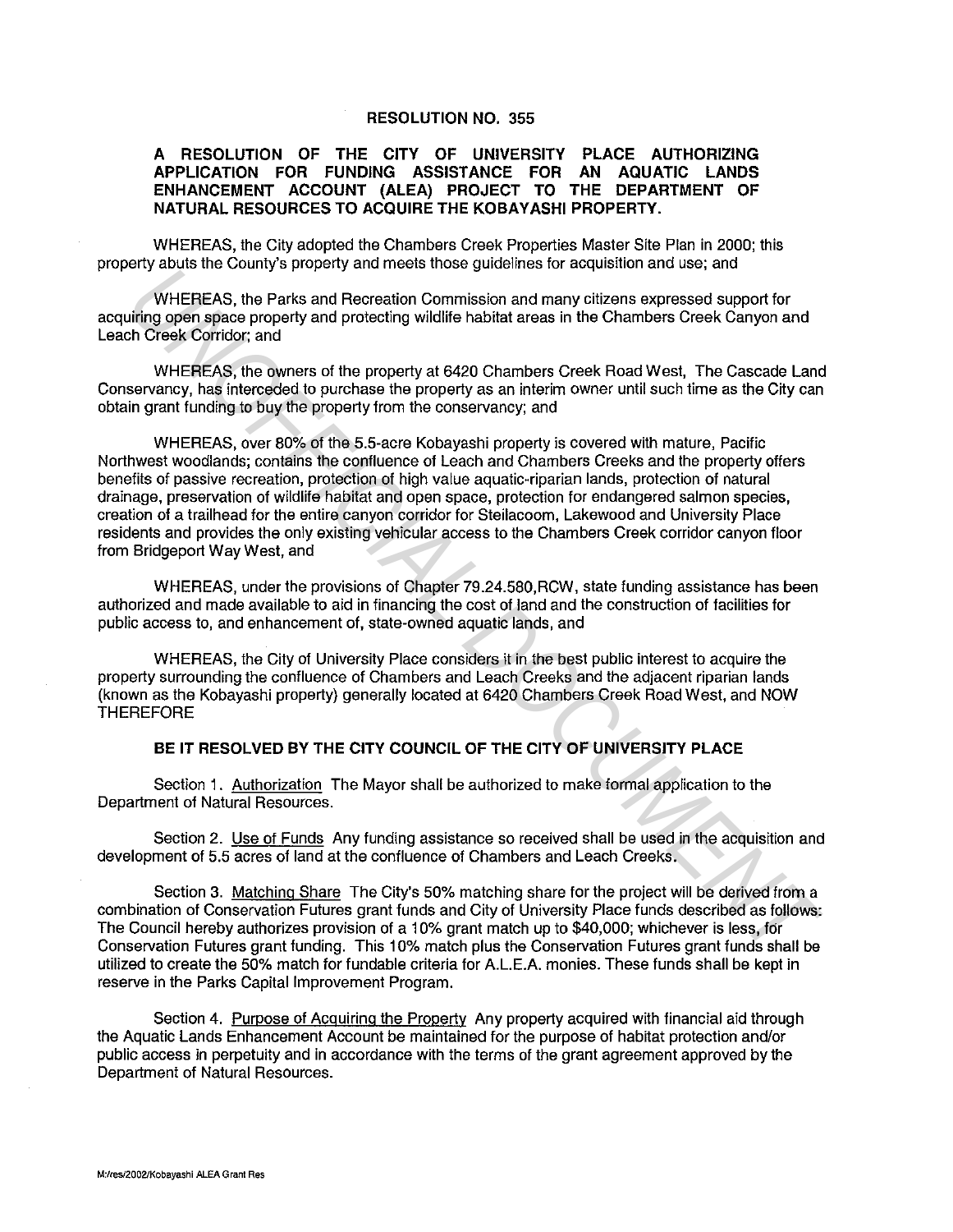# RESOLUTION NO. 355

## A RESOLUTION OF THE CITY OF UNIVERSITY PLACE AUTHORIZING APPLICATION FOR FUNDING ASSISTANCE FOR AN AQUATIC LANDS ENHANCEMENT ACCOUNT (ALEA) PROJECT TO THE DEPARTMENT OF NATURAL RESOURCES TO ACQUIRE THE KOBAYASHI PROPERTY.

WHEREAS, the City adopted the Chambers Creek Properties Master Site Plan in 2000; this property abuts the County's property and meets those guidelines for acquisition and use; and

WHEREAS, the Parks and Recreation Commission and many citizens expressed support for acquiring open space property and protecting wildlife habitat areas in the Chambers Creek Canyon and Leach Creek Corridor; and

WHEREAS, the owners of the property at 6420 Chambers Creek Road West, The Cascade Land Conservancy, has interceded to purchase the property as an interim owner until such time as the City can obtain grant funding to buy the property from the conservancy; and

WHEREAS, over 80% of the 5.5-acre Kobayashi property is covered with mature, Pacific Northwest woodlands; contains the confluence of Leach and Chambers Creeks and the property offers benefits of passive recreation, protection of high value aquatic-riparian lands, protection of natural drainage, preservation of wildlife habitat and open space, protection for endangered salmon species, creation of a trailhead for the entire canyon corridor for Steilacoom, Lakewood and University Place residents and provides the only existing vehicular access to the Chambers Creek corridor canyon floor from Bridgeport Way West, and

WHEREAS, under the provisions of Chapter 79.24.580,RCW, state funding assistance has been authorized and made available to aid in financing the cost of land and the construction of facilities for public access to, and enhancement of, state-owned aquatic lands, and

WHEREAS, the City of University Place considers it in the best public interest to acquire the property surrounding the confluence of Chambers and Leach Creeks and the adjacent riparian lands (known as the Kobayashi property) generally located at 6420 Chambers Creek Road West, and NOW THEREFORE

**BE IT RESOLVED BY THE CITY COUNCIL OF THE CITY OF UNIVERSITY PLACE**

Section 1. Authorization The Mayor shall be authorized to make formal application to the Department of Natural Resources.

Section 2. Use of Funds Any funding assistance so received shall be used in the acquisition and development of 5.5 acres of land at the confluence of Chambers and Leach Creeks.

Section 3. Matching Share The City's 50% matching share for the project will be derived from a combination of Conservation Futures grant funds and City of University Place funds described as follows: The Council hereby authorizes provision of a 10% grant match up to $40,000; whichever is less, for Conservation Futures grant funding. This 10% match plus the Conservation Futures grant funds shall be utilized to create the 50% match for fundable criteria for A.L.E.A. monies. These funds shall be kept in reserve in the Parks Capital Improvement Program.

Section 4. Purpose of Acquiring the Property Any property acquired with financial aid through the Aquatic Lands Enhancement Account be maintained for the purpose of habitat protection and/or public access in perpetuity and in accordance with the terms of the grant agreement approved by the Department of Natural Resources.

M:/res/2002/Kobayashi ALEA Grant Res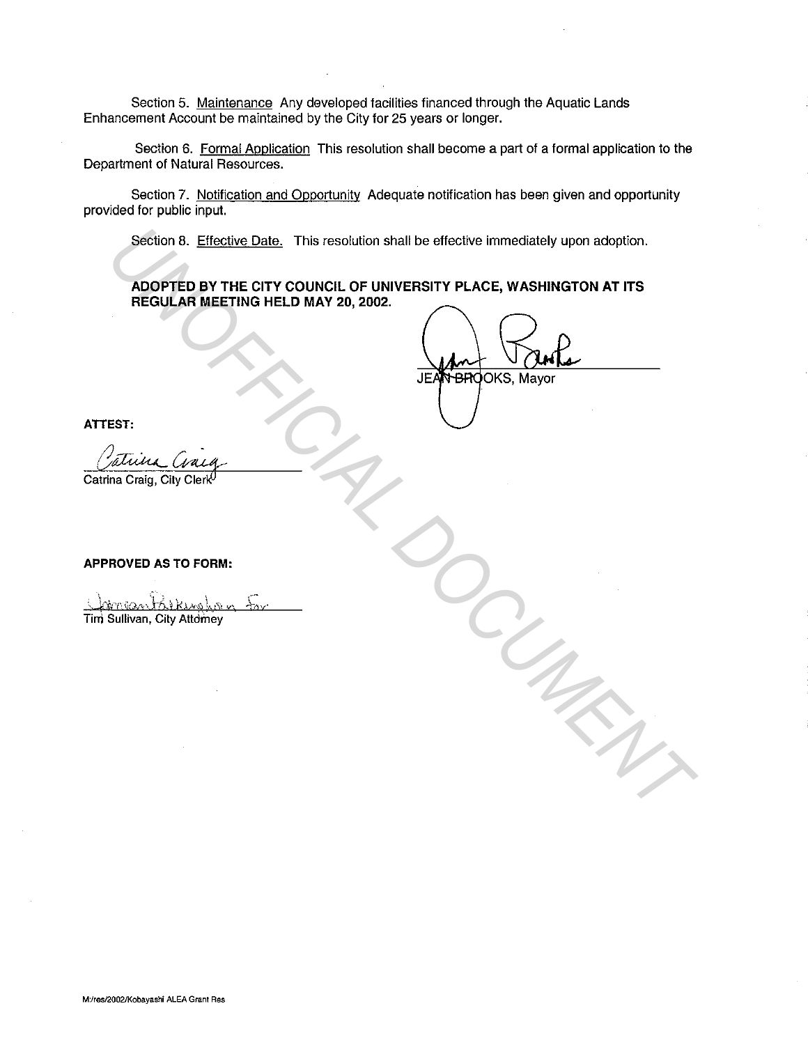Section 5. Maintenance Any developed facilities financed through the Aquatic Lands Enhancement Account be maintained by the City for 25 years or longer.

Section 6. Formal Application This resolution shall become a part of a formal application to the Department of Natural Resources.

Section 7. Notification and Opportunity Adequate notification has been given and opportunity provided for public input.

Section 8. Effective Date. This resolution shall be effective immediately upon adoption.

**ADOPTED BY THE CITY COUNCIL OF UNIVERSITY PLACE, WASHINGTON AT ITS REGULAR MEETING HELD MAY 20, 2002.**

JEAN BROOKS, Mayor

**ATTEST:**

Catrina Craig, City Clerk

**APPROVED AS TO FORM:**

Tim Sullivan, City Attorney

UNOFFICIAL DOCUMENT

M:/res/2002/Kobayashi ALEA Grant Res